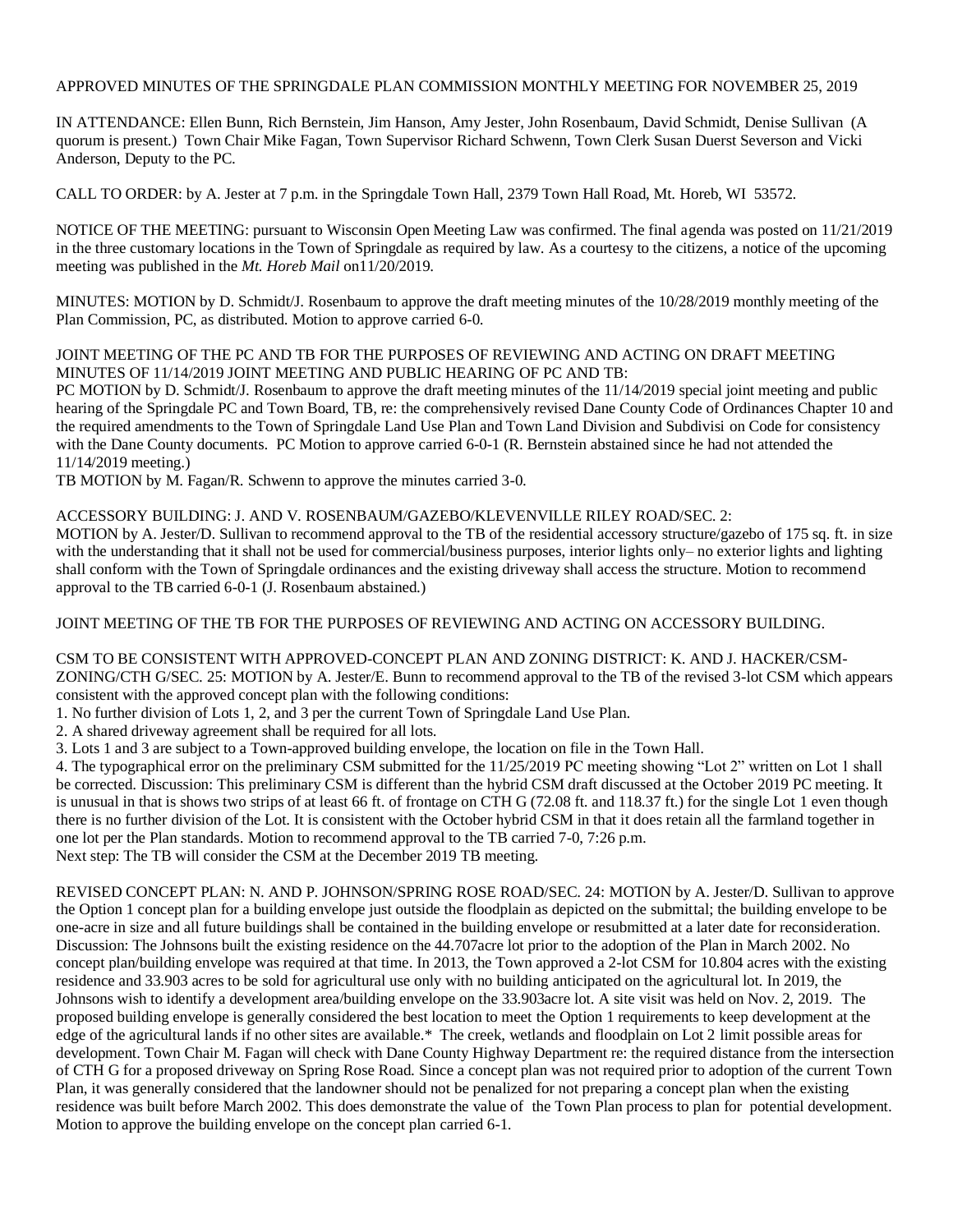APPROVED MINUTES OF THE SPRINGDALE PLAN COMMISSION MONTHLY MEETING FOR NOVEMBER 25, 2019

IN ATTENDANCE: Ellen Bunn, Rich Bernstein, Jim Hanson, Amy Jester, John Rosenbaum, David Schmidt, Denise Sullivan (A quorum is present.) Town Chair Mike Fagan, Town Supervisor Richard Schwenn, Town Clerk Susan Duerst Severson and Vicki Anderson, Deputy to the PC.

CALL TO ORDER: by A. Jester at 7 p.m. in the Springdale Town Hall, 2379 Town Hall Road, Mt. Horeb, WI 53572.

NOTICE OF THE MEETING: pursuant to Wisconsin Open Meeting Law was confirmed. The final agenda was posted on 11/21/2019 in the three customary locations in the Town of Springdale as required by law. As a courtesy to the citizens, a notice of the upcoming meeting was published in the *Mt. Horeb Mail* on11/20/2019.

MINUTES: MOTION by D. Schmidt/J. Rosenbaum to approve the draft meeting minutes of the 10/28/2019 monthly meeting of the Plan Commission, PC, as distributed. Motion to approve carried 6-0.

JOINT MEETING OF THE PC AND TB FOR THE PURPOSES OF REVIEWING AND ACTING ON DRAFT MEETING MINUTES OF 11/14/2019 JOINT MEETING AND PUBLIC HEARING OF PC AND TB:
PC MOTION by D. Schmidt/J. Rosenbaum to approve the draft meeting minutes of the 11/14/2019 special joint meeting and public hearing of the Springdale PC and Town Board, TB, re: the comprehensively revised Dane County Code of Ordinances Chapter 10 and the required amendments to the Town of Springdale Land Use Plan and Town Land Division and Subdivisi on Code for consistency with the Dane County documents. PC Motion to approve carried 6-0-1 (R. Bernstein abstained since he had not attended the 11/14/2019 meeting.)
TB MOTION by M. Fagan/R. Schwenn to approve the minutes carried 3-0.

ACCESSORY BUILDING: J. AND V. ROSENBAUM/GAZEBO/KLEVENVILLE RILEY ROAD/SEC. 2:
MOTION by A. Jester/D. Sullivan to recommend approval to the TB of the residential accessory structure/gazebo of 175 sq. ft. in size with the understanding that it shall not be used for commercial/business purposes, interior lights only– no exterior lights and lighting shall conform with the Town of Springdale ordinances and the existing driveway shall access the structure. Motion to recommend approval to the TB carried 6-0-1 (J. Rosenbaum abstained.)

JOINT MEETING OF THE TB FOR THE PURPOSES OF REVIEWING AND ACTING ON ACCESSORY BUILDING.

CSM TO BE CONSISTENT WITH APPROVED-CONCEPT PLAN AND ZONING DISTRICT: K. AND J. HACKER/CSM-ZONING/CTH G/SEC. 25: MOTION by A. Jester/E. Bunn to recommend approval to the TB of the revised 3-lot CSM which appears consistent with the approved concept plan with the following conditions:

1. No further division of Lots 1, 2, and 3 per the current Town of Springdale Land Use Plan.
2. A shared driveway agreement shall be required for all lots.
3. Lots 1 and 3 are subject to a Town-approved building envelope, the location on file in the Town Hall.
4. The typographical error on the preliminary CSM submitted for the 11/25/2019 PC meeting showing "Lot 2" written on Lot 1 shall be corrected. Discussion: This preliminary CSM is different than the hybrid CSM draft discussed at the October 2019 PC meeting. It is unusual in that is shows two strips of at least 66 ft. of frontage on CTH G (72.08 ft. and 118.37 ft.) for the single Lot 1 even though there is no further division of the Lot. It is consistent with the October hybrid CSM in that it does retain all the farmland together in one lot per the Plan standards. Motion to recommend approval to the TB carried 7-0, 7:26 p.m.

Next step: The TB will consider the CSM at the December 2019 TB meeting.

REVISED CONCEPT PLAN: N. AND P. JOHNSON/SPRING ROSE ROAD/SEC. 24: MOTION by A. Jester/D. Sullivan to approve the Option 1 concept plan for a building envelope just outside the floodplain as depicted on the submittal; the building envelope to be one-acre in size and all future buildings shall be contained in the building envelope or resubmitted at a later date for reconsideration. Discussion: The Johnsons built the existing residence on the 44.707acre lot prior to the adoption of the Plan in March 2002. No concept plan/building envelope was required at that time. In 2013, the Town approved a 2-lot CSM for 10.804 acres with the existing residence and 33.903 acres to be sold for agricultural use only with no building anticipated on the agricultural lot. In 2019, the Johnsons wish to identify a development area/building envelope on the 33.903acre lot. A site visit was held on Nov. 2, 2019. The proposed building envelope is generally considered the best location to meet the Option 1 requirements to keep development at the edge of the agricultural lands if no other sites are available.* The creek, wetlands and floodplain on Lot 2 limit possible areas for development. Town Chair M. Fagan will check with Dane County Highway Department re: the required distance from the intersection of CTH G for a proposed driveway on Spring Rose Road. Since a concept plan was not required prior to adoption of the current Town Plan, it was generally considered that the landowner should not be penalized for not preparing a concept plan when the existing residence was built before March 2002. This does demonstrate the value of the Town Plan process to plan for potential development. Motion to approve the building envelope on the concept plan carried 6-1.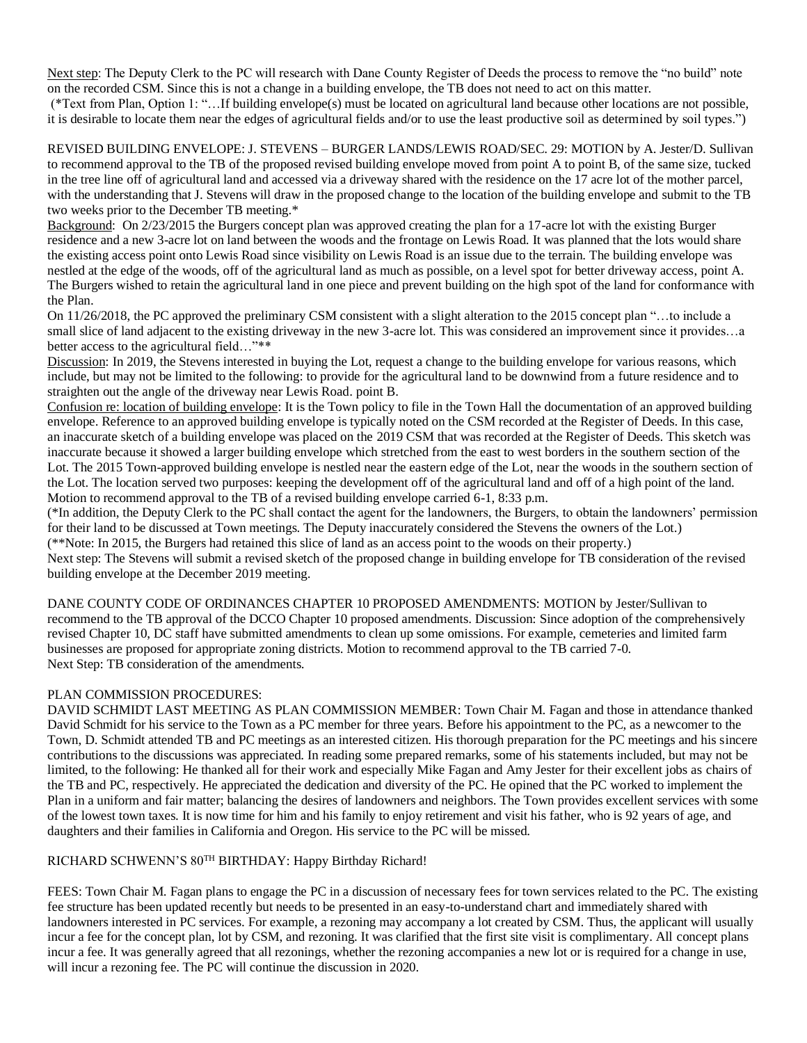Next step: The Deputy Clerk to the PC will research with Dane County Register of Deeds the process to remove the "no build" note on the recorded CSM. Since this is not a change in a building envelope, the TB does not need to act on this matter.
(*Text from Plan, Option 1: "…If building envelope(s) must be located on agricultural land because other locations are not possible, it is desirable to locate them near the edges of agricultural fields and/or to use the least productive soil as determined by soil types.")

REVISED BUILDING ENVELOPE: J. STEVENS – BURGER LANDS/LEWIS ROAD/SEC. 29: MOTION by A. Jester/D. Sullivan to recommend approval to the TB of the proposed revised building envelope moved from point A to point B, of the same size, tucked in the tree line off of agricultural land and accessed via a driveway shared with the residence on the 17 acre lot of the mother parcel, with the understanding that J. Stevens will draw in the proposed change to the location of the building envelope and submit to the TB two weeks prior to the December TB meeting.*

Background: On 2/23/2015 the Burgers concept plan was approved creating the plan for a 17-acre lot with the existing Burger residence and a new 3-acre lot on land between the woods and the frontage on Lewis Road. It was planned that the lots would share the existing access point onto Lewis Road since visibility on Lewis Road is an issue due to the terrain. The building envelope was nestled at the edge of the woods, off of the agricultural land as much as possible, on a level spot for better driveway access, point A. The Burgers wished to retain the agricultural land in one piece and prevent building on the high spot of the land for conformance with the Plan.

On 11/26/2018, the PC approved the preliminary CSM consistent with a slight alteration to the 2015 concept plan "…to include a small slice of land adjacent to the existing driveway in the new 3-acre lot. This was considered an improvement since it provides…a better access to the agricultural field…"**

Discussion: In 2019, the Stevens interested in buying the Lot, request a change to the building envelope for various reasons, which include, but may not be limited to the following: to provide for the agricultural land to be downwind from a future residence and to straighten out the angle of the driveway near Lewis Road. point B.

Confusion re: location of building envelope: It is the Town policy to file in the Town Hall the documentation of an approved building envelope. Reference to an approved building envelope is typically noted on the CSM recorded at the Register of Deeds. In this case, an inaccurate sketch of a building envelope was placed on the 2019 CSM that was recorded at the Register of Deeds. This sketch was inaccurate because it showed a larger building envelope which stretched from the east to west borders in the southern section of the Lot. The 2015 Town-approved building envelope is nestled near the eastern edge of the Lot, near the woods in the southern section of the Lot. The location served two purposes: keeping the development off of the agricultural land and off of a high point of the land.

Motion to recommend approval to the TB of a revised building envelope carried 6-1, 8:33 p.m.

(*In addition, the Deputy Clerk to the PC shall contact the agent for the landowners, the Burgers, to obtain the landowners' permission for their land to be discussed at Town meetings. The Deputy inaccurately considered the Stevens the owners of the Lot.)

(**Note: In 2015, the Burgers had retained this slice of land as an access point to the woods on their property.)

Next step: The Stevens will submit a revised sketch of the proposed change in building envelope for TB consideration of the revised building envelope at the December 2019 meeting.

DANE COUNTY CODE OF ORDINANCES CHAPTER 10 PROPOSED AMENDMENTS: MOTION by Jester/Sullivan to recommend to the TB approval of the DCCO Chapter 10 proposed amendments. Discussion: Since adoption of the comprehensively revised Chapter 10, DC staff have submitted amendments to clean up some omissions. For example, cemeteries and limited farm businesses are proposed for appropriate zoning districts. Motion to recommend approval to the TB carried 7-0.
Next Step: TB consideration of the amendments.

PLAN COMMISSION PROCEDURES:

DAVID SCHMIDT LAST MEETING AS PLAN COMMISSION MEMBER: Town Chair M. Fagan and those in attendance thanked David Schmidt for his service to the Town as a PC member for three years. Before his appointment to the PC, as a newcomer to the Town, D. Schmidt attended TB and PC meetings as an interested citizen. His thorough preparation for the PC meetings and his sincere contributions to the discussions was appreciated. In reading some prepared remarks, some of his statements included, but may not be limited, to the following: He thanked all for their work and especially Mike Fagan and Amy Jester for their excellent jobs as chairs of the TB and PC, respectively. He appreciated the dedication and diversity of the PC. He opined that the PC worked to implement the Plan in a uniform and fair matter; balancing the desires of landowners and neighbors. The Town provides excellent services with some of the lowest town taxes. It is now time for him and his family to enjoy retirement and visit his father, who is 92 years of age, and daughters and their families in California and Oregon. His service to the PC will be missed.

RICHARD SCHWENN'S 80TH BIRTHDAY: Happy Birthday Richard!

FEES: Town Chair M. Fagan plans to engage the PC in a discussion of necessary fees for town services related to the PC. The existing fee structure has been updated recently but needs to be presented in an easy-to-understand chart and immediately shared with landowners interested in PC services. For example, a rezoning may accompany a lot created by CSM. Thus, the applicant will usually incur a fee for the concept plan, lot by CSM, and rezoning. It was clarified that the first site visit is complimentary. All concept plans incur a fee. It was generally agreed that all rezonings, whether the rezoning accompanies a new lot or is required for a change in use, will incur a rezoning fee. The PC will continue the discussion in 2020.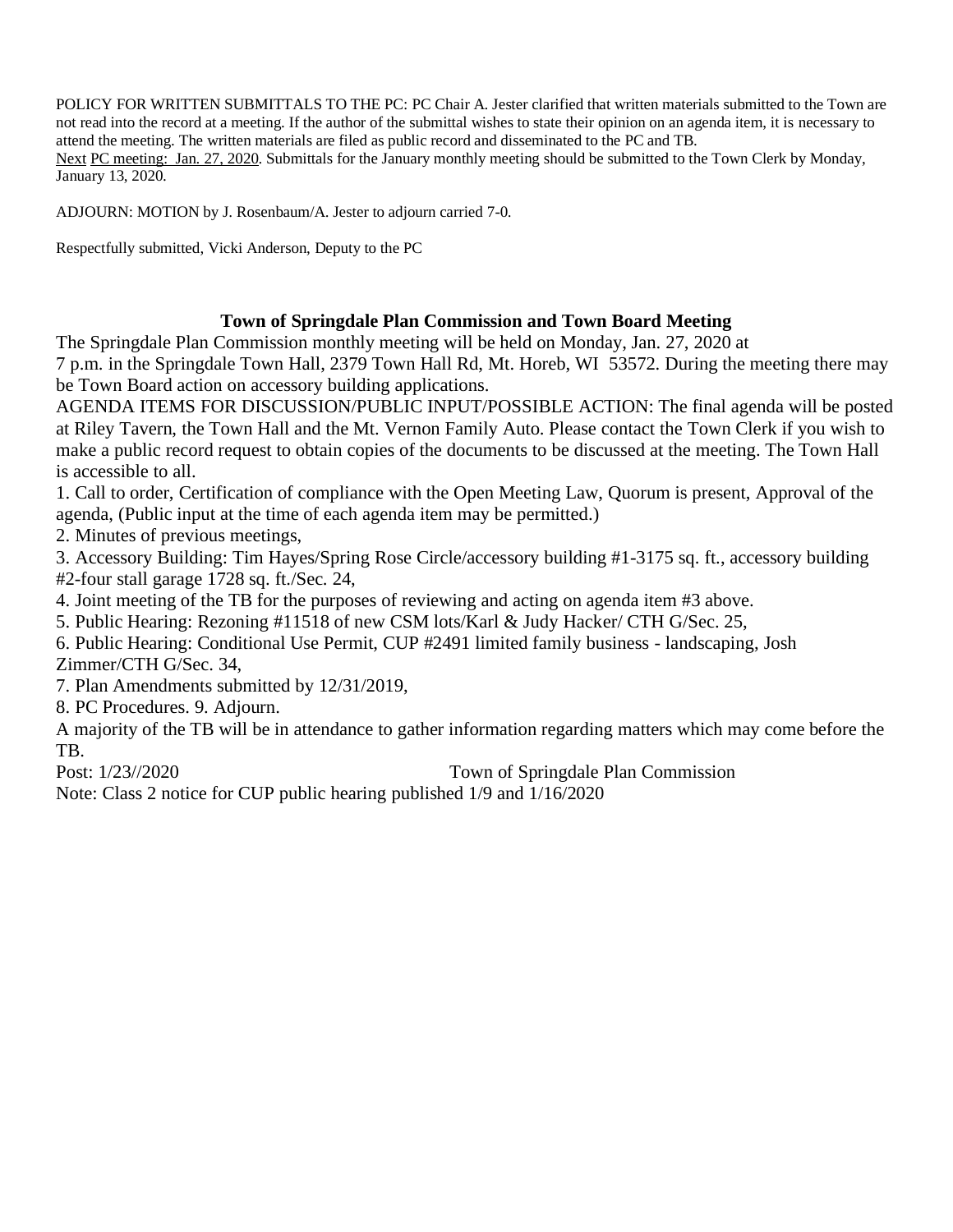POLICY FOR WRITTEN SUBMITTALS TO THE PC: PC Chair A. Jester clarified that written materials submitted to the Town are not read into the record at a meeting. If the author of the submittal wishes to state their opinion on an agenda item, it is necessary to attend the meeting. The written materials are filed as public record and disseminated to the PC and TB.

Next PC meeting: Jan. 27, 2020. Submittals for the January monthly meeting should be submitted to the Town Clerk by Monday, January 13, 2020.

ADJOURN: MOTION by J. Rosenbaum/A. Jester to adjourn carried 7-0.

Respectfully submitted, Vicki Anderson, Deputy to the PC

## Town of Springdale Plan Commission and Town Board Meeting

The Springdale Plan Commission monthly meeting will be held on Monday, Jan. 27, 2020 at 7 p.m. in the Springdale Town Hall, 2379 Town Hall Rd, Mt. Horeb, WI 53572. During the meeting there may be Town Board action on accessory building applications.

AGENDA ITEMS FOR DISCUSSION/PUBLIC INPUT/POSSIBLE ACTION: The final agenda will be posted at Riley Tavern, the Town Hall and the Mt. Vernon Family Auto. Please contact the Town Clerk if you wish to make a public record request to obtain copies of the documents to be discussed at the meeting. The Town Hall is accessible to all.

1. Call to order, Certification of compliance with the Open Meeting Law, Quorum is present, Approval of the agenda, (Public input at the time of each agenda item may be permitted.)
2. Minutes of previous meetings,
3. Accessory Building: Tim Hayes/Spring Rose Circle/accessory building #1-3175 sq. ft., accessory building #2-four stall garage 1728 sq. ft./Sec. 24,
4. Joint meeting of the TB for the purposes of reviewing and acting on agenda item #3 above.
5. Public Hearing: Rezoning #11518 of new CSM lots/Karl & Judy Hacker/ CTH G/Sec. 25,
6. Public Hearing: Conditional Use Permit, CUP #2491 limited family business - landscaping, Josh Zimmer/CTH G/Sec. 34,
7. Plan Amendments submitted by 12/31/2019,
8. PC Procedures. 9. Adjourn.

A majority of the TB will be in attendance to gather information regarding matters which may come before the TB.

Post: 1/23//2020 Town of Springdale Plan Commission

Note: Class 2 notice for CUP public hearing published 1/9 and 1/16/2020